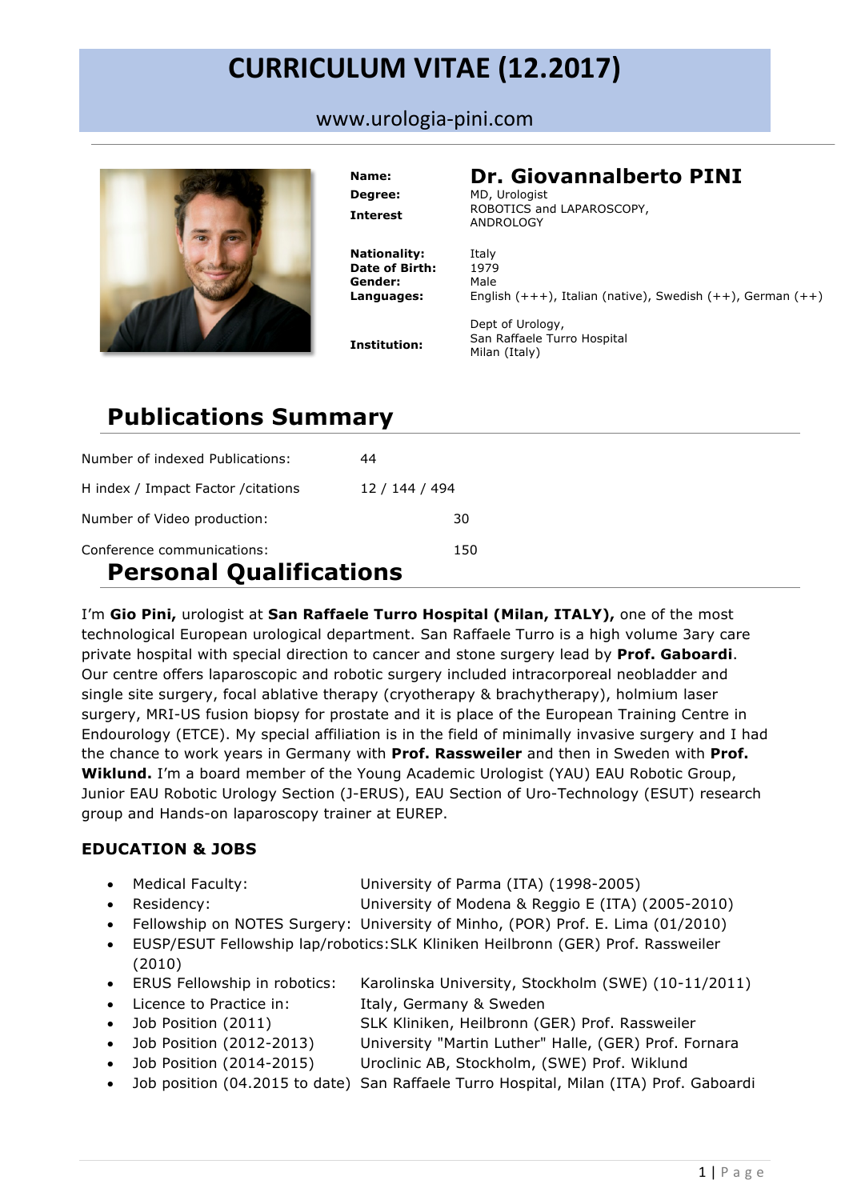# CURRICULUM VITAE (12.2017)

www.urologia-pini.com

| | |
|---|---|
| **Name:** | **Dr. Giovannalberto PINI** |
| **Degree:** | MD, Urologist |
| **Interest** | ROBOTICS and LAPAROSCOPY, ANDROLOGY |
| **Nationality:** | Italy |
| **Date of Birth:** | 1979 |
| **Gender:** | Male |
| **Languages:** | English (+++), Italian (native), Swedish (++), German (++) |
| **Institution:** | Dept of Urology, San Raffaele Turro Hospital Milan (Italy) |

## Publications Summary

| | |
|---|---|
| Number of indexed Publications: | 44 |
| H index / Impact Factor /citations | 12 / 144 / 494 |
| Number of Video production: | 30 |
| Conference communications: | 150 |

## Personal Qualifications

I'm **Gio Pini,** urologist at **San Raffaele Turro Hospital (Milan, ITALY),** one of the most technological European urological department. San Raffaele Turro is a high volume 3ary care private hospital with special direction to cancer and stone surgery lead by **Prof. Gaboardi**. Our centre offers laparoscopic and robotic surgery included intracorporeal neobladder and single site surgery, focal ablative therapy (cryotherapy & brachytherapy), holmium laser surgery, MRI-US fusion biopsy for prostate and it is place of the European Training Centre in Endourology (ETCE). My special affiliation is in the field of minimally invasive surgery and I had the chance to work years in Germany with **Prof. Rassweiler** and then in Sweden with **Prof. Wiklund.** I'm a board member of the Young Academic Urologist (YAU) EAU Robotic Group, Junior EAU Robotic Urology Section (J-ERUS), EAU Section of Uro-Technology (ESUT) research group and Hands-on laparoscopy trainer at EUREP.

### EDUCATION & JOBS

- Medical Faculty: University of Parma (ITA) (1998-2005)
- Residency: University of Modena & Reggio E (ITA) (2005-2010)
- Fellowship on NOTES Surgery: University of Minho, (POR) Prof. E. Lima (01/2010)
- EUSP/ESUT Fellowship lap/robotics: SLK Kliniken Heilbronn (GER) Prof. Rassweiler (2010)
- ERUS Fellowship in robotics: Karolinska University, Stockholm (SWE) (10-11/2011)
- Licence to Practice in: Italy, Germany & Sweden
- Job Position (2011) SLK Kliniken, Heilbronn (GER) Prof. Rassweiler
- Job Position (2012-2013) University "Martin Luther" Halle, (GER) Prof. Fornara
- Job Position (2014-2015) Uroclinic AB, Stockholm, (SWE) Prof. Wiklund
- Job position (04.2015 to date) San Raffaele Turro Hospital, Milan (ITA) Prof. Gaboardi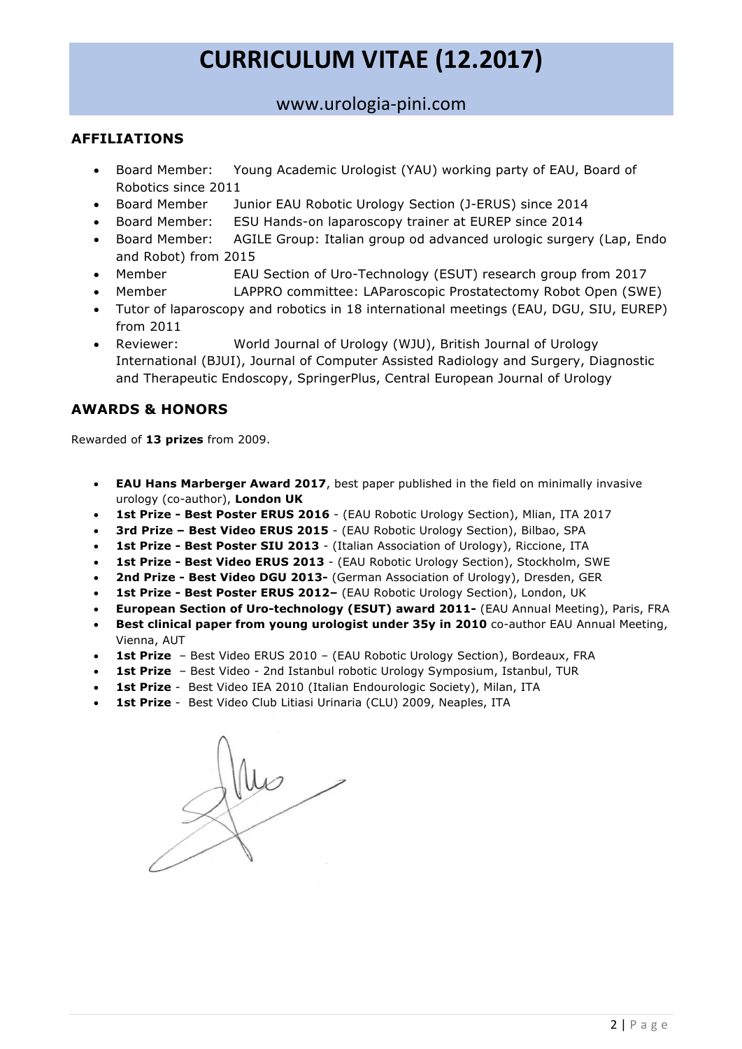# CURRICULUM VITAE (12.2017)

www.urologia-pini.com

## AFFILIATIONS

- Board Member: Young Academic Urologist (YAU) working party of EAU, Board of Robotics since 2011
- Board Member Junior EAU Robotic Urology Section (J-ERUS) since 2014
- Board Member: ESU Hands-on laparoscopy trainer at EUREP since 2014
- Board Member: AGILE Group: Italian group od advanced urologic surgery (Lap, Endo and Robot) from 2015
- Member EAU Section of Uro-Technology (ESUT) research group from 2017
- Member LAPPRO committee: LAParoscopic Prostatectomy Robot Open (SWE)
- Tutor of laparoscopy and robotics in 18 international meetings (EAU, DGU, SIU, EUREP) from 2011
- Reviewer: World Journal of Urology (WJU), British Journal of Urology International (BJUI), Journal of Computer Assisted Radiology and Surgery, Diagnostic and Therapeutic Endoscopy, SpringerPlus, Central European Journal of Urology

## AWARDS & HONORS

Rewarded of **13 prizes** from 2009.

- **EAU Hans Marberger Award 2017**, best paper published in the field on minimally invasive urology (co-author), **London UK**
- **1st Prize - Best Poster ERUS 2016** - (EAU Robotic Urology Section), Mlian, ITA 2017
- **3rd Prize – Best Video ERUS 2015** - (EAU Robotic Urology Section), Bilbao, SPA
- **1st Prize - Best Poster SIU 2013** - (Italian Association of Urology), Riccione, ITA
- **1st Prize - Best Video ERUS 2013** - (EAU Robotic Urology Section), Stockholm, SWE
- **2nd Prize - Best Video DGU 2013-** (German Association of Urology), Dresden, GER
- **1st Prize - Best Poster ERUS 2012–** (EAU Robotic Urology Section), London, UK
- **European Section of Uro-technology (ESUT) award 2011-** (EAU Annual Meeting), Paris, FRA
- **Best clinical paper from young urologist under 35y in 2010** co-author EAU Annual Meeting, Vienna, AUT
- **1st Prize** – Best Video ERUS 2010 – (EAU Robotic Urology Section), Bordeaux, FRA
- **1st Prize** – Best Video - 2nd Istanbul robotic Urology Symposium, Istanbul, TUR
- **1st Prize** - Best Video IEA 2010 (Italian Endourologic Society), Milan, ITA
- **1st Prize** - Best Video Club Litiasi Urinaria (CLU) 2009, Neaples, ITA